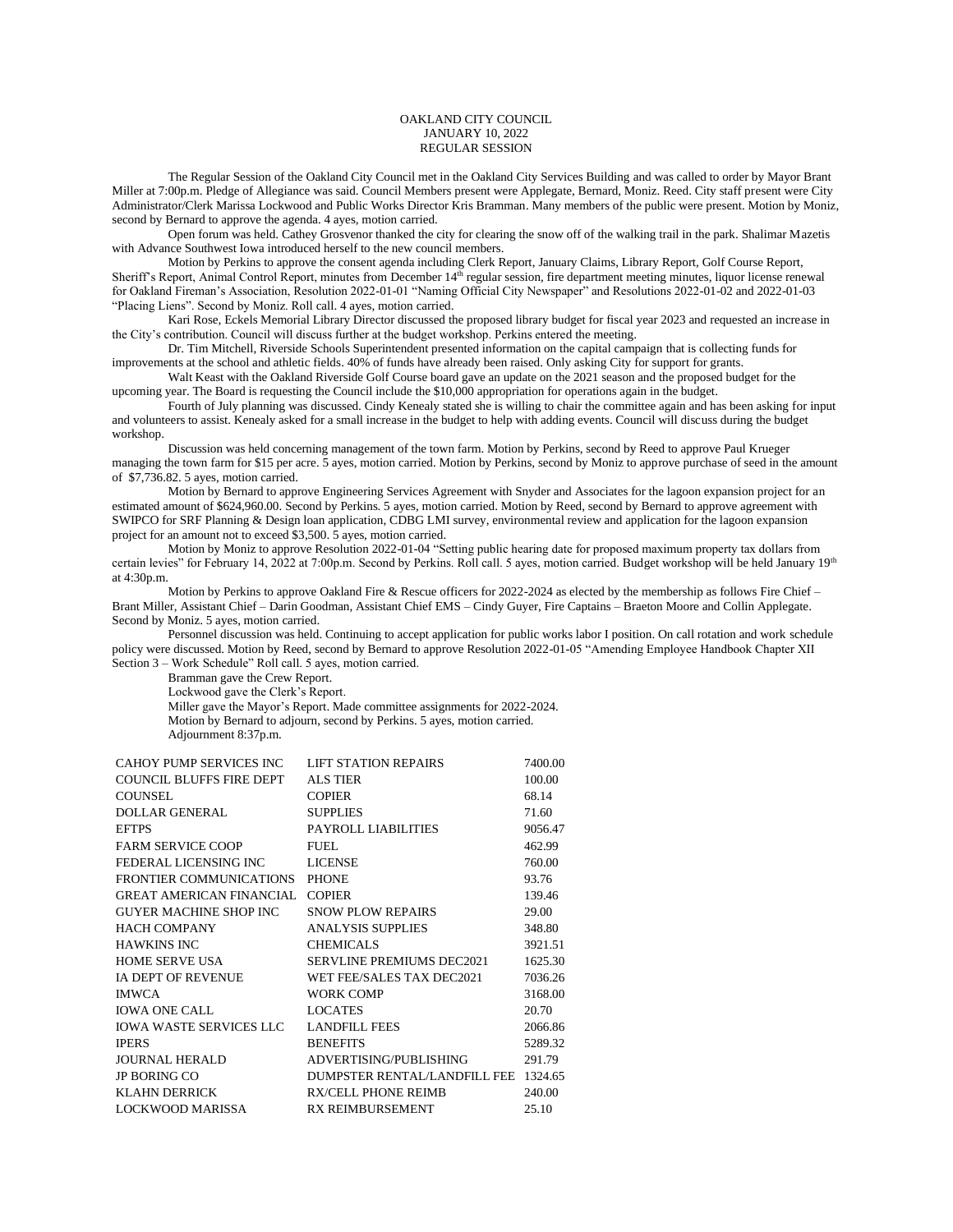OAKLAND CITY COUNCIL
JANUARY 10, 2022
REGULAR SESSION

The Regular Session of the Oakland City Council met in the Oakland City Services Building and was called to order by Mayor Brant Miller at 7:00p.m. Pledge of Allegiance was said. Council Members present were Applegate, Bernard, Moniz. Reed. City staff present were City Administrator/Clerk Marissa Lockwood and Public Works Director Kris Bramman. Many members of the public were present. Motion by Moniz, second by Bernard to approve the agenda. 4 ayes, motion carried.

Open forum was held. Cathey Grosvenor thanked the city for clearing the snow off of the walking trail in the park. Shalimar Mazetis with Advance Southwest Iowa introduced herself to the new council members.

Motion by Perkins to approve the consent agenda including Clerk Report, January Claims, Library Report, Golf Course Report, Sheriff's Report, Animal Control Report, minutes from December 14th regular session, fire department meeting minutes, liquor license renewal for Oakland Fireman's Association, Resolution 2022-01-01 "Naming Official City Newspaper" and Resolutions 2022-01-02 and 2022-01-03 "Placing Liens". Second by Moniz. Roll call. 4 ayes, motion carried.

Kari Rose, Eckels Memorial Library Director discussed the proposed library budget for fiscal year 2023 and requested an increase in the City's contribution. Council will discuss further at the budget workshop. Perkins entered the meeting.

Dr. Tim Mitchell, Riverside Schools Superintendent presented information on the capital campaign that is collecting funds for improvements at the school and athletic fields. 40% of funds have already been raised. Only asking City for support for grants.

Walt Keast with the Oakland Riverside Golf Course board gave an update on the 2021 season and the proposed budget for the upcoming year. The Board is requesting the Council include the $10,000 appropriation for operations again in the budget.

Fourth of July planning was discussed. Cindy Kenealy stated she is willing to chair the committee again and has been asking for input and volunteers to assist. Kenealy asked for a small increase in the budget to help with adding events. Council will discuss during the budget workshop.

Discussion was held concerning management of the town farm. Motion by Perkins, second by Reed to approve Paul Krueger managing the town farm for $15 per acre. 5 ayes, motion carried. Motion by Perkins, second by Moniz to approve purchase of seed in the amount of $7,736.82. 5 ayes, motion carried.

Motion by Bernard to approve Engineering Services Agreement with Snyder and Associates for the lagoon expansion project for an estimated amount of $624,960.00. Second by Perkins. 5 ayes, motion carried. Motion by Reed, second by Bernard to approve agreement with SWIPCO for SRF Planning & Design loan application, CDBG LMI survey, environmental review and application for the lagoon expansion project for an amount not to exceed $3,500. 5 ayes, motion carried.

Motion by Moniz to approve Resolution 2022-01-04 "Setting public hearing date for proposed maximum property tax dollars from certain levies" for February 14, 2022 at 7:00p.m. Second by Perkins. Roll call. 5 ayes, motion carried. Budget workshop will be held January 19th at 4:30p.m.

Motion by Perkins to approve Oakland Fire & Rescue officers for 2022-2024 as elected by the membership as follows Fire Chief – Brant Miller, Assistant Chief – Darin Goodman, Assistant Chief EMS – Cindy Guyer, Fire Captains – Braeton Moore and Collin Applegate. Second by Moniz. 5 ayes, motion carried.

Personnel discussion was held. Continuing to accept application for public works labor I position. On call rotation and work schedule policy were discussed. Motion by Reed, second by Bernard to approve Resolution 2022-01-05 "Amending Employee Handbook Chapter XII Section 3 – Work Schedule" Roll call. 5 ayes, motion carried.

Bramman gave the Crew Report.

Lockwood gave the Clerk's Report.

Miller gave the Mayor's Report. Made committee assignments for 2022-2024.

Motion by Bernard to adjourn, second by Perkins. 5 ayes, motion carried.

Adjournment 8:37p.m.

| | | |
|---|---|---|
| CAHOY PUMP SERVICES INC | LIFT STATION REPAIRS | 7400.00 |
| COUNCIL BLUFFS FIRE DEPT | ALS TIER | 100.00 |
| COUNSEL | COPIER | 68.14 |
| DOLLAR GENERAL | SUPPLIES | 71.60 |
| EFTPS | PAYROLL LIABILITIES | 9056.47 |
| FARM SERVICE COOP | FUEL | 462.99 |
| FEDERAL LICENSING INC | LICENSE | 760.00 |
| FRONTIER COMMUNICATIONS | PHONE | 93.76 |
| GREAT AMERICAN FINANCIAL | COPIER | 139.46 |
| GUYER MACHINE SHOP INC | SNOW PLOW REPAIRS | 29.00 |
| HACH COMPANY | ANALYSIS SUPPLIES | 348.80 |
| HAWKINS INC | CHEMICALS | 3921.51 |
| HOME SERVE USA | SERVLINE PREMIUMS DEC2021 | 1625.30 |
| IA DEPT OF REVENUE | WET FEE/SALES TAX DEC2021 | 7036.26 |
| IMWCA | WORK COMP | 3168.00 |
| IOWA ONE CALL | LOCATES | 20.70 |
| IOWA WASTE SERVICES LLC | LANDFILL FEES | 2066.86 |
| IPERS | BENEFITS | 5289.32 |
| JOURNAL HERALD | ADVERTISING/PUBLISHING | 291.79 |
| JP BORING CO | DUMPSTER RENTAL/LANDFILL FEE | 1324.65 |
| KLAHN DERRICK | RX/CELL PHONE REIMB | 240.00 |
| LOCKWOOD MARISSA | RX REIMBURSEMENT | 25.10 |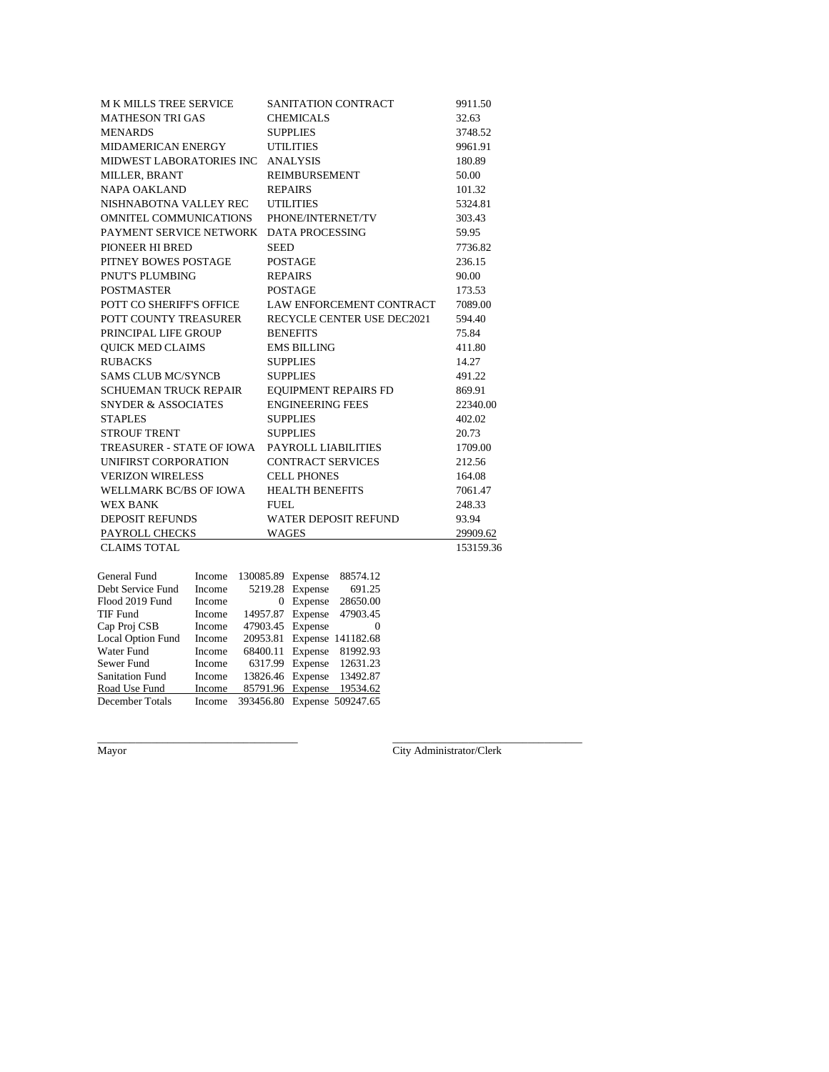| | | |
|---|---|---|
| M K MILLS TREE SERVICE | SANITATION CONTRACT | 9911.50 |
| MATHESON TRI GAS | CHEMICALS | 32.63 |
| MENARDS | SUPPLIES | 3748.52 |
| MIDAMERICAN ENERGY | UTILITIES | 9961.91 |
| MIDWEST LABORATORIES INC | ANALYSIS | 180.89 |
| MILLER, BRANT | REIMBURSEMENT | 50.00 |
| NAPA OAKLAND | REPAIRS | 101.32 |
| NISHNABOTNA VALLEY REC | UTILITIES | 5324.81 |
| OMNITEL COMMUNICATIONS | PHONE/INTERNET/TV | 303.43 |
| PAYMENT SERVICE NETWORK | DATA PROCESSING | 59.95 |
| PIONEER HI BRED | SEED | 7736.82 |
| PITNEY BOWES POSTAGE | POSTAGE | 236.15 |
| PNUT'S PLUMBING | REPAIRS | 90.00 |
| POSTMASTER | POSTAGE | 173.53 |
| POTT CO SHERIFF'S OFFICE | LAW ENFORCEMENT CONTRACT | 7089.00 |
| POTT COUNTY TREASURER | RECYCLE CENTER USE DEC2021 | 594.40 |
| PRINCIPAL LIFE GROUP | BENEFITS | 75.84 |
| QUICK MED CLAIMS | EMS BILLING | 411.80 |
| RUBACKS | SUPPLIES | 14.27 |
| SAMS CLUB MC/SYNCB | SUPPLIES | 491.22 |
| SCHUEMAN TRUCK REPAIR | EQUIPMENT REPAIRS FD | 869.91 |
| SNYDER & ASSOCIATES | ENGINEERING FEES | 22340.00 |
| STAPLES | SUPPLIES | 402.02 |
| STROUF TRENT | SUPPLIES | 20.73 |
| TREASURER - STATE OF IOWA | PAYROLL LIABILITIES | 1709.00 |
| UNIFIRST CORPORATION | CONTRACT SERVICES | 212.56 |
| VERIZON WIRELESS | CELL PHONES | 164.08 |
| WELLMARK BC/BS OF IOWA | HEALTH BENEFITS | 7061.47 |
| WEX BANK | FUEL | 248.33 |
| DEPOSIT REFUNDS | WATER DEPOSIT REFUND | 93.94 |
| PAYROLL CHECKS | WAGES | 29909.62 |
| CLAIMS TOTAL | | 153159.36 |

| | | | | |
|---|---|---|---|---|
| General Fund | Income | 130085.89 | Expense | 88574.12 |
| Debt Service Fund | Income | 5219.28 | Expense | 691.25 |
| Flood 2019 Fund | Income | 0 | Expense | 28650.00 |
| TIF Fund | Income | 14957.87 | Expense | 47903.45 |
| Cap Proj CSB | Income | 47903.45 | Expense | 0 |
| Local Option Fund | Income | 20953.81 | Expense | 141182.68 |
| Water Fund | Income | 68400.11 | Expense | 81992.93 |
| Sewer Fund | Income | 6317.99 | Expense | 12631.23 |
| Sanitation Fund | Income | 13826.46 | Expense | 13492.87 |
| Road Use Fund | Income | 85791.96 | Expense | 19534.62 |
| December Totals | Income | 393456.80 | Expense | 509247.65 |

\_\_\_\_\_\_\_\_\_\_\_\_\_\_\_\_\_\_\_\_\_\_\_\_\_\_\_\_\_\_
Mayor

\_\_\_\_\_\_\_\_\_\_\_\_\_\_\_\_\_\_\_\_\_\_\_\_\_\_\_\_\_\_
City Administrator/Clerk